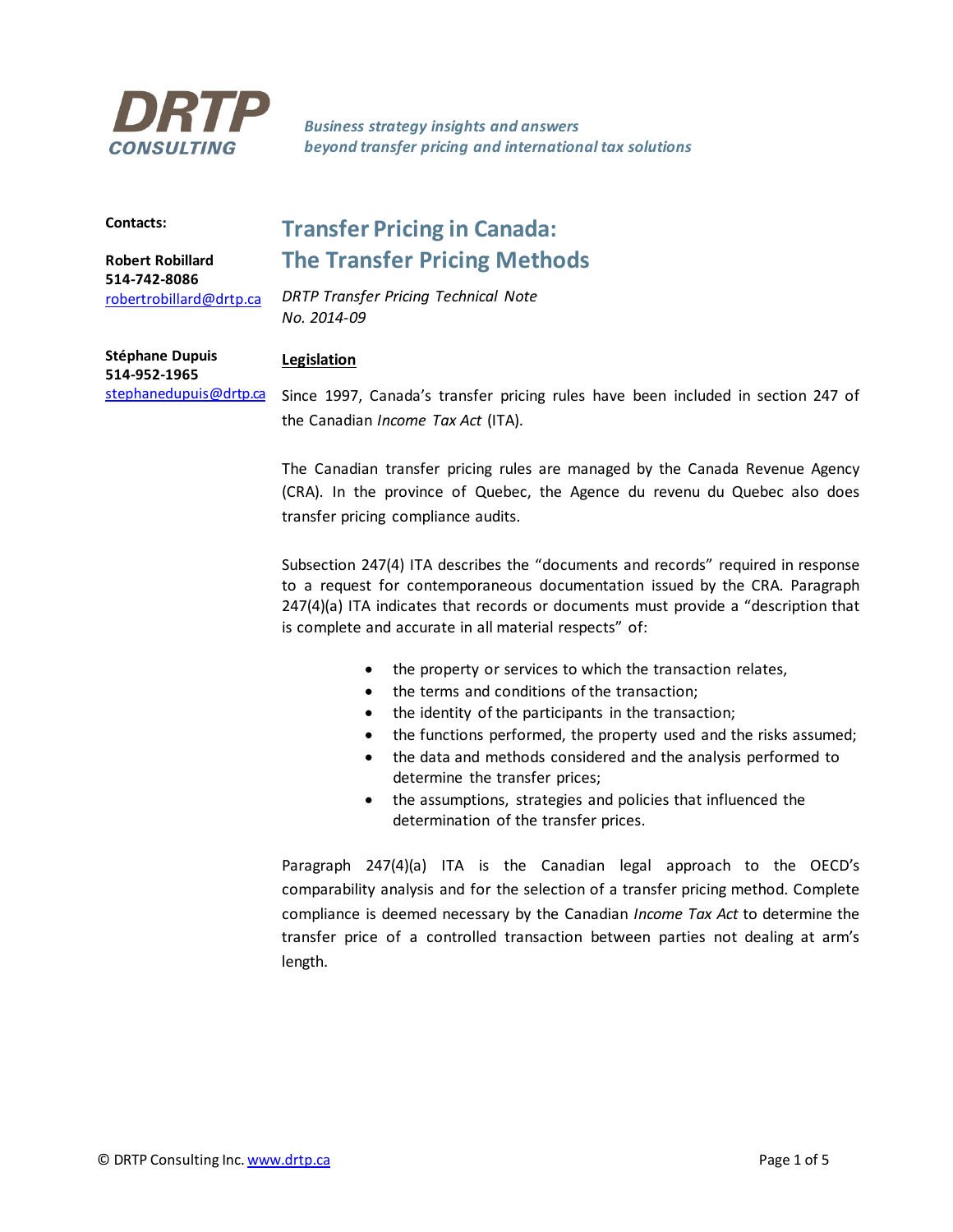**DRTP CONSULTING**

*Business strategy insights and answers beyond transfer pricing and international tax solutions*

**Contacts:**

**Robert Robillard**
**514-742-8086**
robertrobillard@drtp.ca

**Stéphane Dupuis**
**514-952-1965**
stephanedupuis@drtp.ca

# Transfer Pricing in Canada: The Transfer Pricing Methods

*DRTP Transfer Pricing Technical Note No. 2014-09*

## Legislation

Since 1997, Canada's transfer pricing rules have been included in section 247 of the Canadian *Income Tax Act* (ITA).

The Canadian transfer pricing rules are managed by the Canada Revenue Agency (CRA). In the province of Quebec, the Agence du revenu du Quebec also does transfer pricing compliance audits.

Subsection 247(4) ITA describes the "documents and records" required in response to a request for contemporaneous documentation issued by the CRA. Paragraph 247(4)(a) ITA indicates that records or documents must provide a "description that is complete and accurate in all material respects" of:

- the property or services to which the transaction relates,
- the terms and conditions of the transaction;
- the identity of the participants in the transaction;
- the functions performed, the property used and the risks assumed;
- the data and methods considered and the analysis performed to determine the transfer prices;
- the assumptions, strategies and policies that influenced the determination of the transfer prices.

Paragraph 247(4)(a) ITA is the Canadian legal approach to the OECD's comparability analysis and for the selection of a transfer pricing method. Complete compliance is deemed necessary by the Canadian *Income Tax Act* to determine the transfer price of a controlled transaction between parties not dealing at arm's length.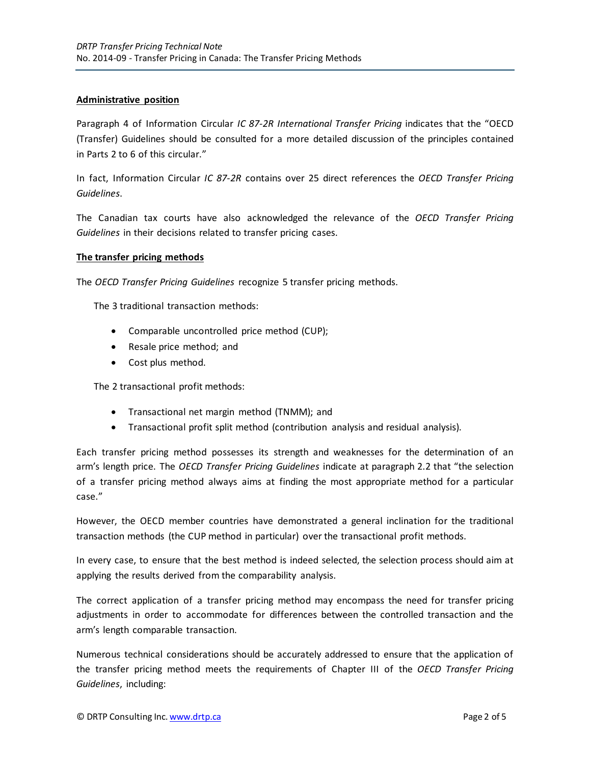**Administrative position**

Paragraph 4 of Information Circular *IC 87-2R International Transfer Pricing* indicates that the "OECD (Transfer) Guidelines should be consulted for a more detailed discussion of the principles contained in Parts 2 to 6 of this circular."

In fact, Information Circular *IC 87-2R* contains over 25 direct references the *OECD Transfer Pricing Guidelines*.

The Canadian tax courts have also acknowledged the relevance of the *OECD Transfer Pricing Guidelines* in their decisions related to transfer pricing cases.

**The transfer pricing methods**

The *OECD Transfer Pricing Guidelines* recognize 5 transfer pricing methods.

The 3 traditional transaction methods:

- Comparable uncontrolled price method (CUP);
- Resale price method; and
- Cost plus method.

The 2 transactional profit methods:

- Transactional net margin method (TNMM); and
- Transactional profit split method (contribution analysis and residual analysis).

Each transfer pricing method possesses its strength and weaknesses for the determination of an arm's length price. The *OECD Transfer Pricing Guidelines* indicate at paragraph 2.2 that "the selection of a transfer pricing method always aims at finding the most appropriate method for a particular case."

However, the OECD member countries have demonstrated a general inclination for the traditional transaction methods (the CUP method in particular) over the transactional profit methods.

In every case, to ensure that the best method is indeed selected, the selection process should aim at applying the results derived from the comparability analysis.

The correct application of a transfer pricing method may encompass the need for transfer pricing adjustments in order to accommodate for differences between the controlled transaction and the arm's length comparable transaction.

Numerous technical considerations should be accurately addressed to ensure that the application of the transfer pricing method meets the requirements of Chapter III of the *OECD Transfer Pricing Guidelines*, including: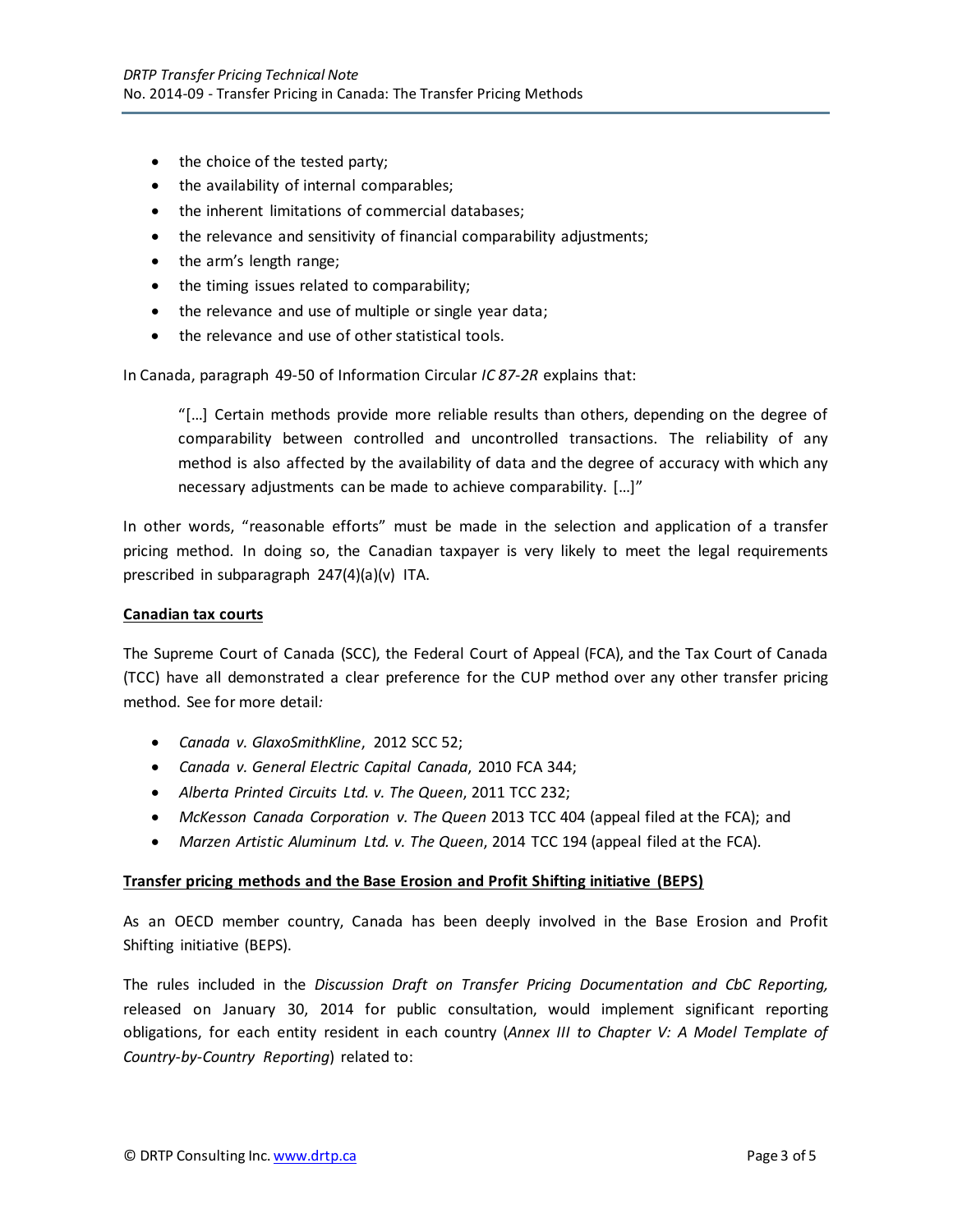- the choice of the tested party;
- the availability of internal comparables;
- the inherent limitations of commercial databases;
- the relevance and sensitivity of financial comparability adjustments;
- the arm's length range;
- the timing issues related to comparability;
- the relevance and use of multiple or single year data;
- the relevance and use of other statistical tools.

In Canada, paragraph 49-50 of Information Circular *IC 87-2R* explains that:

> "[…] Certain methods provide more reliable results than others, depending on the degree of comparability between controlled and uncontrolled transactions. The reliability of any method is also affected by the availability of data and the degree of accuracy with which any necessary adjustments can be made to achieve comparability. […]"

In other words, "reasonable efforts" must be made in the selection and application of a transfer pricing method. In doing so, the Canadian taxpayer is very likely to meet the legal requirements prescribed in subparagraph 247(4)(a)(v) ITA.

**Canadian tax courts**

The Supreme Court of Canada (SCC), the Federal Court of Appeal (FCA), and the Tax Court of Canada (TCC) have all demonstrated a clear preference for the CUP method over any other transfer pricing method. See for more detail*:*

- *Canada v. GlaxoSmithKline*, 2012 SCC 52;
- *Canada v. General Electric Capital Canada*, 2010 FCA 344;
- *Alberta Printed Circuits Ltd. v. The Queen*, 2011 TCC 232;
- *McKesson Canada Corporation v. The Queen* 2013 TCC 404 (appeal filed at the FCA); and
- *Marzen Artistic Aluminum Ltd. v. The Queen*, 2014 TCC 194 (appeal filed at the FCA).

**Transfer pricing methods and the Base Erosion and Profit Shifting initiative (BEPS)**

As an OECD member country, Canada has been deeply involved in the Base Erosion and Profit Shifting initiative (BEPS).

The rules included in the *Discussion Draft on Transfer Pricing Documentation and CbC Reporting,* released on January 30, 2014 for public consultation, would implement significant reporting obligations, for each entity resident in each country (*Annex III to Chapter V: A Model Template of Country-by-Country Reporting*) related to: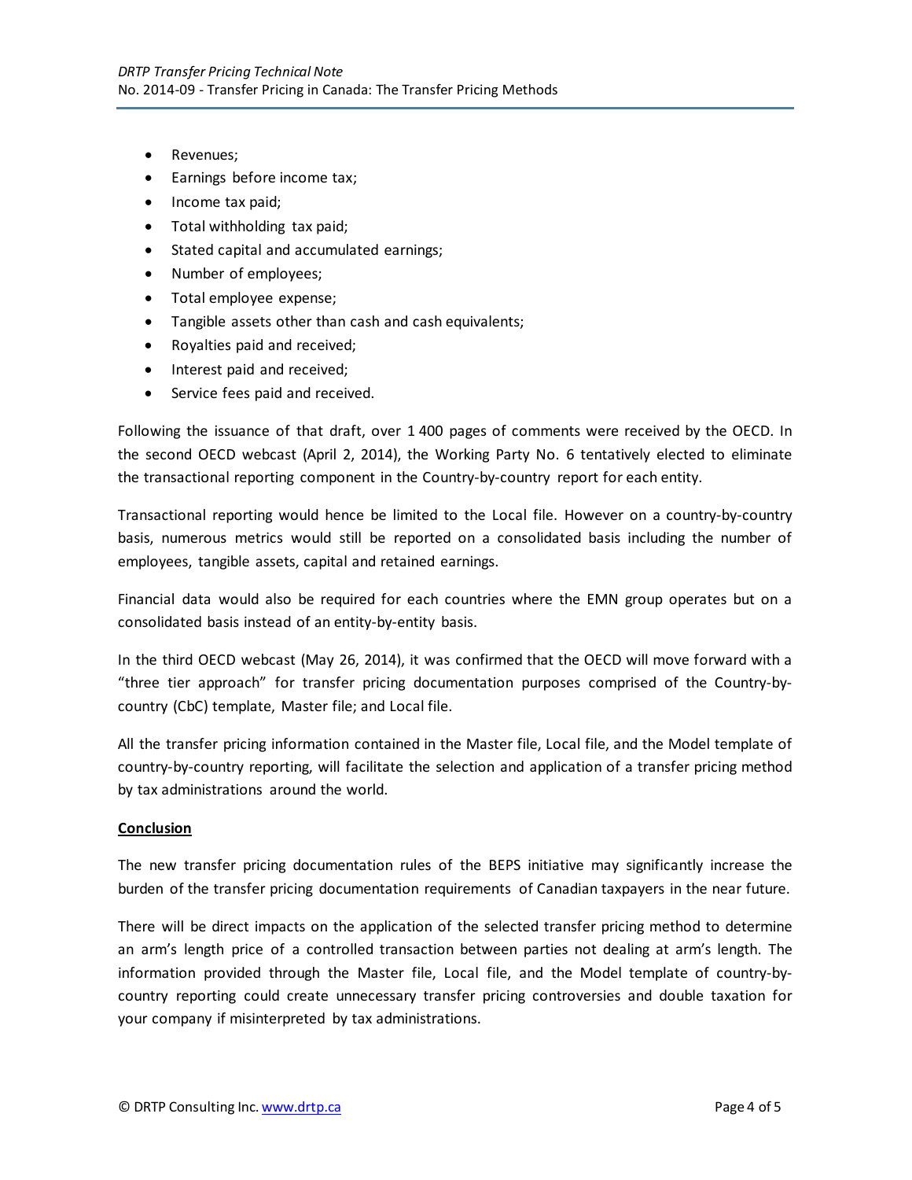- Revenues;
- Earnings before income tax;
- Income tax paid;
- Total withholding tax paid;
- Stated capital and accumulated earnings;
- Number of employees;
- Total employee expense;
- Tangible assets other than cash and cash equivalents;
- Royalties paid and received;
- Interest paid and received;
- Service fees paid and received.

Following the issuance of that draft, over 1 400 pages of comments were received by the OECD. In the second OECD webcast (April 2, 2014), the Working Party No. 6 tentatively elected to eliminate the transactional reporting component in the Country-by-country report for each entity.

Transactional reporting would hence be limited to the Local file. However on a country-by-country basis, numerous metrics would still be reported on a consolidated basis including the number of employees, tangible assets, capital and retained earnings.

Financial data would also be required for each countries where the EMN group operates but on a consolidated basis instead of an entity-by-entity basis.

In the third OECD webcast (May 26, 2014), it was confirmed that the OECD will move forward with a "three tier approach" for transfer pricing documentation purposes comprised of the Country-by-country (CbC) template, Master file; and Local file.

All the transfer pricing information contained in the Master file, Local file, and the Model template of country-by-country reporting, will facilitate the selection and application of a transfer pricing method by tax administrations around the world.

**<u>Conclusion</u>**

The new transfer pricing documentation rules of the BEPS initiative may significantly increase the burden of the transfer pricing documentation requirements of Canadian taxpayers in the near future.

There will be direct impacts on the application of the selected transfer pricing method to determine an arm's length price of a controlled transaction between parties not dealing at arm's length. The information provided through the Master file, Local file, and the Model template of country-by-country reporting could create unnecessary transfer pricing controversies and double taxation for your company if misinterpreted by tax administrations.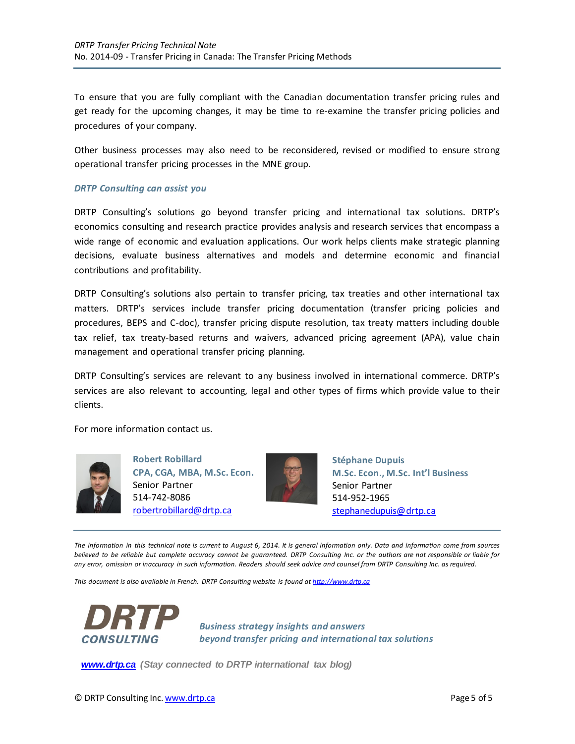To ensure that you are fully compliant with the Canadian documentation transfer pricing rules and get ready for the upcoming changes, it may be time to re-examine the transfer pricing policies and procedures of your company.

Other business processes may also need to be reconsidered, revised or modified to ensure strong operational transfer pricing processes in the MNE group.

### *DRTP Consulting can assist you*

DRTP Consulting's solutions go beyond transfer pricing and international tax solutions. DRTP's economics consulting and research practice provides analysis and research services that encompass a wide range of economic and evaluation applications. Our work helps clients make strategic planning decisions, evaluate business alternatives and models and determine economic and financial contributions and profitability.

DRTP Consulting's solutions also pertain to transfer pricing, tax treaties and other international tax matters. DRTP's services include transfer pricing documentation (transfer pricing policies and procedures, BEPS and C-doc), transfer pricing dispute resolution, tax treaty matters including double tax relief, tax treaty-based returns and waivers, advanced pricing agreement (APA), value chain management and operational transfer pricing planning.

DRTP Consulting's services are relevant to any business involved in international commerce. DRTP's services are also relevant to accounting, legal and other types of firms which provide value to their clients.

For more information contact us.

**Robert Robillard**
**CPA, CGA, MBA, M.Sc. Econ.**
Senior Partner
514-742-8086
robertrobillard@drtp.ca

**Stéphane Dupuis**
**M.Sc. Econ., M.Sc. Int'l Business**
Senior Partner
514-952-1965
stephanedupuis@drtp.ca

*The information in this technical note is current to August 6, 2014. It is general information only. Data and information come from sources believed to be reliable but complete accuracy cannot be guaranteed. DRTP Consulting Inc. or the authors are not responsible or liable for any error, omission or inaccuracy in such information. Readers should seek advice and counsel from DRTP Consulting Inc. as required.*

*This document is also available in French. DRTP Consulting website is found at http://www.drtp.ca*

**DRTP CONSULTING**

***Business strategy insights and answers beyond transfer pricing and international tax solutions***

***www.drtp.ca** (Stay connected to DRTP international tax blog)*

© DRTP Consulting Inc. www.drtp.ca